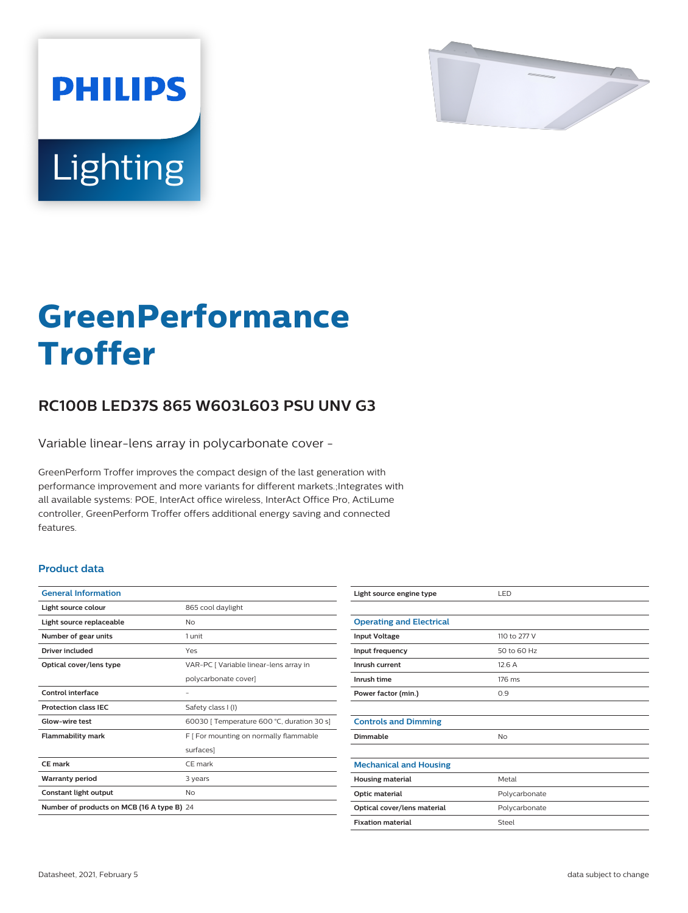PHILIPS

Lighting

# GreenPerformance Troffer

## RC100B LED37S 865 W603L603 PSU UNV G3

Variable linear-lens array in polycarbonate cover -

GreenPerform Troffer improves the compact design of the last generation with performance improvement and more variants for different markets.;Integrates with all available systems: POE, InterAct office wireless, InterAct Office Pro, ActiLume controller, GreenPerform Troffer offers additional energy saving and connected features.

### Product data

| General Information | |
|---|---|
| Light source colour | 865 cool daylight |
| Light source replaceable | No |
| Number of gear units | 1 unit |
| Driver included | Yes |
| Optical cover/lens type | VAR-PC [ Variable linear-lens array in polycarbonate cover] |
| Control interface | - |
| Protection class IEC | Safety class I (I) |
| Glow-wire test | 60030 [ Temperature 600 °C, duration 30 s] |
| Flammability mark | F [ For mounting on normally flammable surfaces] |
| CE mark | CE mark |
| Warranty period | 3 years |
| Constant light output | No |
| Number of products on MCB (16 A type B) | 24 |
| Light source engine type | LED |

| Operating and Electrical | |
|---|---|
| Input Voltage | 110 to 277 V |
| Input frequency | 50 to 60 Hz |
| Inrush current | 12.6 A |
| Inrush time | 176 ms |
| Power factor (min.) | 0.9 |

| Controls and Dimming | |
|---|---|
| Dimmable | No |

| Mechanical and Housing | |
|---|---|
| Housing material | Metal |
| Optic material | Polycarbonate |
| Optical cover/lens material | Polycarbonate |
| Fixation material | Steel |

Datasheet, 2021, February 5 data subject to change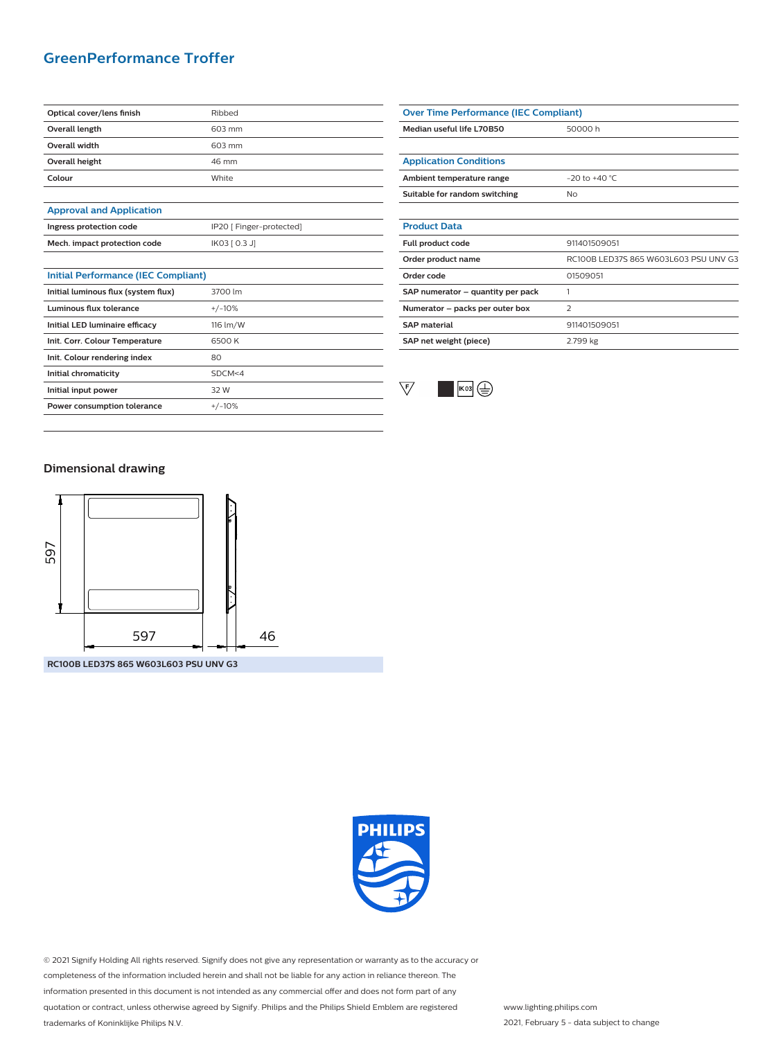## GreenPerformance Troffer

| | |
|---|---|
| Optical cover/lens finish | Ribbed |
| Overall length | 603 mm |
| Overall width | 603 mm |
| Overall height | 46 mm |
| Colour | White |

| Approval and Application | |
|---|---|
| Ingress protection code | IP20 [ Finger-protected] |
| Mech. impact protection code | IK03 [ 0.3 J] |

| Initial Performance (IEC Compliant) | |
|---|---|
| Initial luminous flux (system flux) | 3700 lm |
| Luminous flux tolerance | +/-10% |
| Initial LED luminaire efficacy | 116 lm/W |
| Init. Corr. Colour Temperature | 6500 K |
| Init. Colour rendering index | 80 |
| Initial chromaticity | SDCM<4 |
| Initial input power | 32 W |
| Power consumption tolerance | +/-10% |

| Over Time Performance (IEC Compliant) | |
|---|---|
| Median useful life L70B50 | 50000 h |

| Application Conditions | |
|---|---|
| Ambient temperature range | -20 to +40 °C |
| Suitable for random switching | No |

| Product Data | |
|---|---|
| Full product code | 911401509051 |
| Order product name | RC100B LED37S 865 W603L603 PSU UNV G3 |
| Order code | 01509051 |
| SAP numerator – quantity per pack | 1 |
| Numerator – packs per outer box | 2 |
| SAP material | 911401509051 |
| SAP net weight (piece) | 2.799 kg |

### Dimensional drawing

597

597

46

RC100B LED37S 865 W603L603 PSU UNV G3

© 2021 Signify Holding All rights reserved. Signify does not give any representation or warranty as to the accuracy or completeness of the information included herein and shall not be liable for any action in reliance thereon. The information presented in this document is not intended as any commercial offer and does not form part of any quotation or contract, unless otherwise agreed by Signify. Philips and the Philips Shield Emblem are registered trademarks of Koninklijke Philips N.V.

www.lighting.philips.com

2021, February 5 - data subject to change